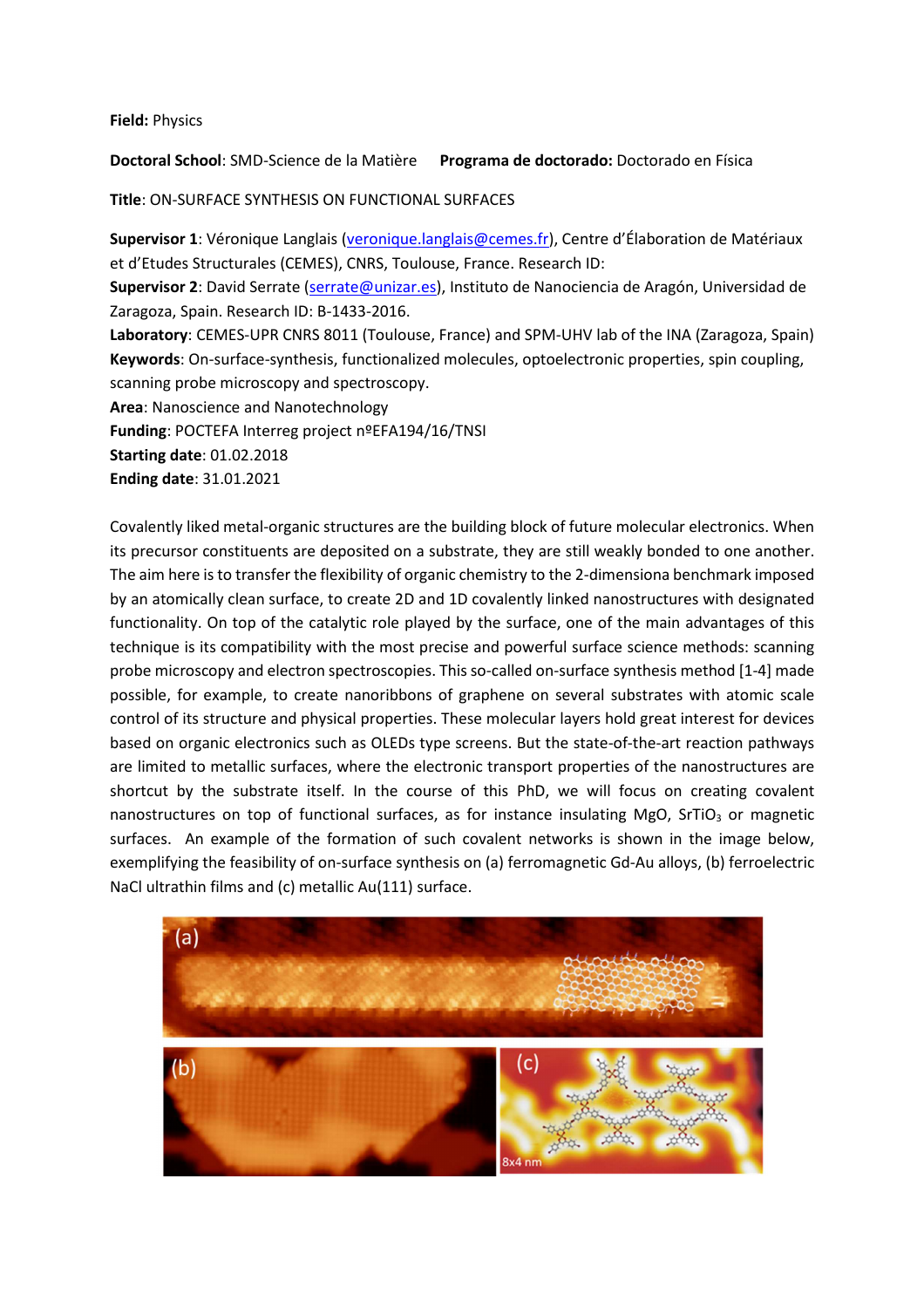**Field:** Physics

**Doctoral School**: SMD-Science de la Matière **Programa de doctorado:** Doctorado en Física

**Title**: ON-SURFACE SYNTHESIS ON FUNCTIONAL SURFACES

**Supervisor 1**: Véronique Langlais (veronique.langlais@cemes.fr), Centre d'Élaboration de Matériaux et d'Etudes Structurales (CEMES), CNRS, Toulouse, France. Research ID:
**Supervisor 2**: David Serrate (serrate@unizar.es), Instituto de Nanociencia de Aragón, Universidad de Zaragoza, Spain. Research ID: B-1433-2016.
**Laboratory**: CEMES-UPR CNRS 8011 (Toulouse, France) and SPM-UHV lab of the INA (Zaragoza, Spain)
**Keywords**: On-surface-synthesis, functionalized molecules, optoelectronic properties, spin coupling, scanning probe microscopy and spectroscopy.
**Area**: Nanoscience and Nanotechnology
**Funding**: POCTEFA Interreg project nºEFA194/16/TNSI
**Starting date**: 01.02.2018
**Ending date**: 31.01.2021

Covalently liked metal-organic structures are the building block of future molecular electronics. When its precursor constituents are deposited on a substrate, they are still weakly bonded to one another. The aim here is to transfer the flexibility of organic chemistry to the 2-dimensiona benchmark imposed by an atomically clean surface, to create 2D and 1D covalently linked nanostructures with designated functionality. On top of the catalytic role played by the surface, one of the main advantages of this technique is its compatibility with the most precise and powerful surface science methods: scanning probe microscopy and electron spectroscopies. This so-called on-surface synthesis method [1-4] made possible, for example, to create nanoribbons of graphene on several substrates with atomic scale control of its structure and physical properties. These molecular layers hold great interest for devices based on organic electronics such as OLEDs type screens. But the state-of-the-art reaction pathways are limited to metallic surfaces, where the electronic transport properties of the nanostructures are shortcut by the substrate itself. In the course of this PhD, we will focus on creating covalent nanostructures on top of functional surfaces, as for instance insulating MgO, $SrTiO_3$ or magnetic surfaces. An example of the formation of such covalent networks is shown in the image below, exemplifying the feasibility of on-surface synthesis on (a) ferromagnetic Gd-Au alloys, (b) ferroelectric NaCl ultrathin films and (c) metallic Au(111) surface.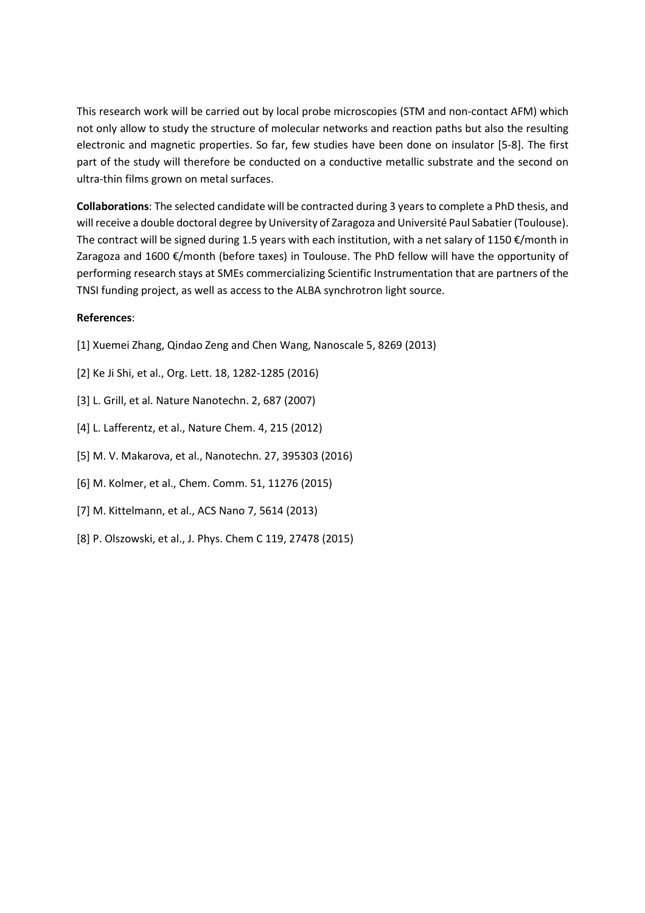This research work will be carried out by local probe microscopies (STM and non-contact AFM) which not only allow to study the structure of molecular networks and reaction paths but also the resulting electronic and magnetic properties. So far, few studies have been done on insulator [5-8]. The first part of the study will therefore be conducted on a conductive metallic substrate and the second on ultra-thin films grown on metal surfaces.

**Collaborations**: The selected candidate will be contracted during 3 years to complete a PhD thesis, and will receive a double doctoral degree by University of Zaragoza and Université Paul Sabatier (Toulouse). The contract will be signed during 1.5 years with each institution, with a net salary of 1150 €/month in Zaragoza and 1600 €/month (before taxes) in Toulouse. The PhD fellow will have the opportunity of performing research stays at SMEs commercializing Scientific Instrumentation that are partners of the TNSI funding project, as well as access to the ALBA synchrotron light source.

**References**:

[1] Xuemei Zhang, Qindao Zeng and Chen Wang, Nanoscale 5, 8269 (2013)

[2] Ke Ji Shi, et al., Org. Lett. 18, 1282-1285 (2016)

[3] L. Grill, et al. Nature Nanotechn. 2, 687 (2007)

[4] L. Lafferentz, et al., Nature Chem. 4, 215 (2012)

[5] M. V. Makarova, et al., Nanotechn. 27, 395303 (2016)

[6] M. Kolmer, et al., Chem. Comm. 51, 11276 (2015)

[7] M. Kittelmann, et al., ACS Nano 7, 5614 (2013)

[8] P. Olszowski, et al., J. Phys. Chem C 119, 27478 (2015)